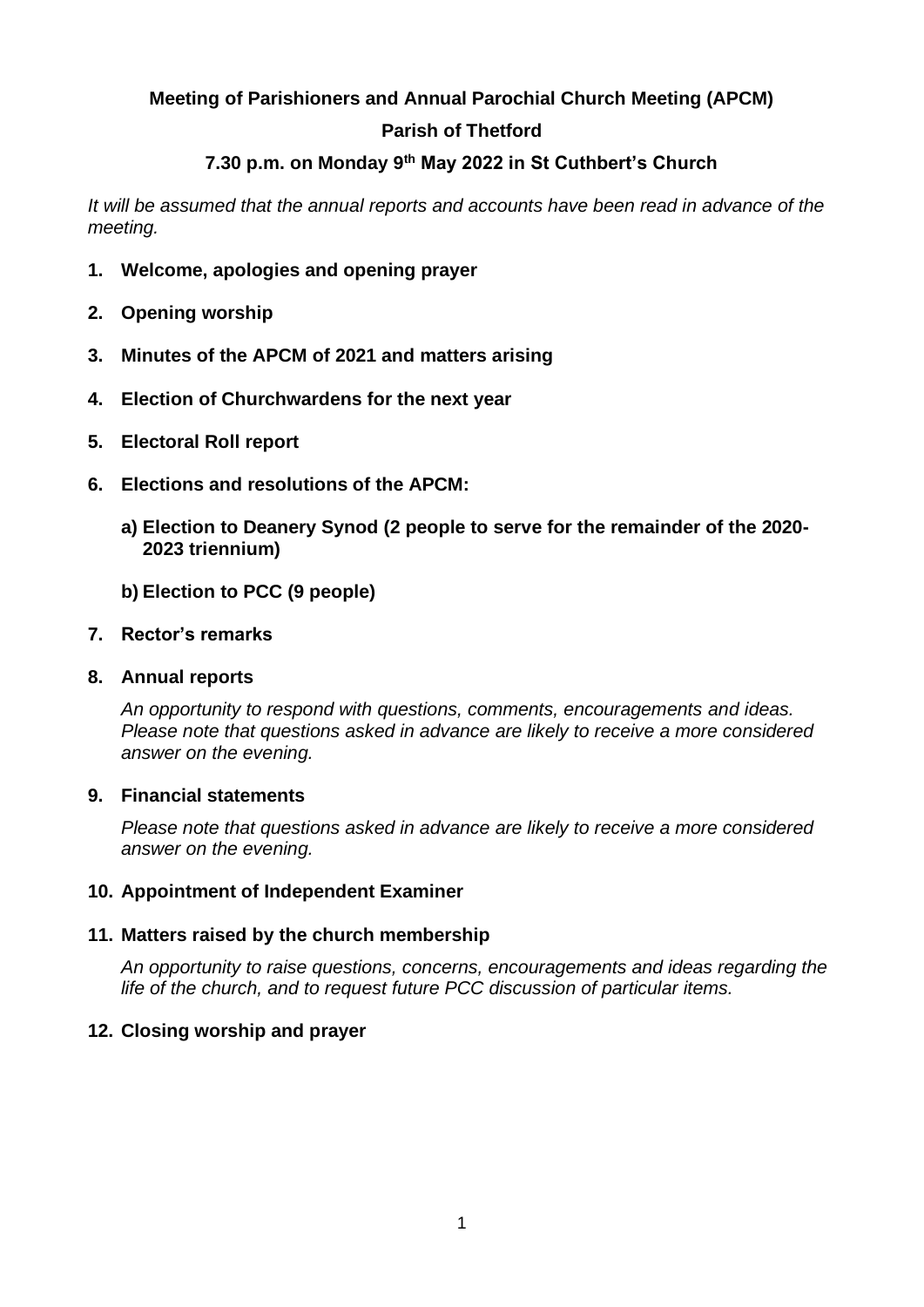**Meeting of Parishioners and Annual Parochial Church Meeting (APCM)**

**Parish of Thetford**

**7.30 p.m. on Monday 9th May 2022 in St Cuthbert's Church**

*It will be assumed that the annual reports and accounts have been read in advance of the meeting.*

1. **Welcome, apologies and opening prayer**
2. **Opening worship**
3. **Minutes of the APCM of 2021 and matters arising**
4. **Election of Churchwardens for the next year**
5. **Electoral Roll report**
6. **Elections and resolutions of the APCM:**
   a) **Election to Deanery Synod (2 people to serve for the remainder of the 2020-2023 triennium)**
   b) **Election to PCC (9 people)**
7. **Rector's remarks**
8. **Annual reports**

   *An opportunity to respond with questions, comments, encouragements and ideas. Please note that questions asked in advance are likely to receive a more considered answer on the evening.*
9. **Financial statements**

   *Please note that questions asked in advance are likely to receive a more considered answer on the evening.*
10. **Appointment of Independent Examiner**
11. **Matters raised by the church membership**

    *An opportunity to raise questions, concerns, encouragements and ideas regarding the life of the church, and to request future PCC discussion of particular items.*
12. **Closing worship and prayer**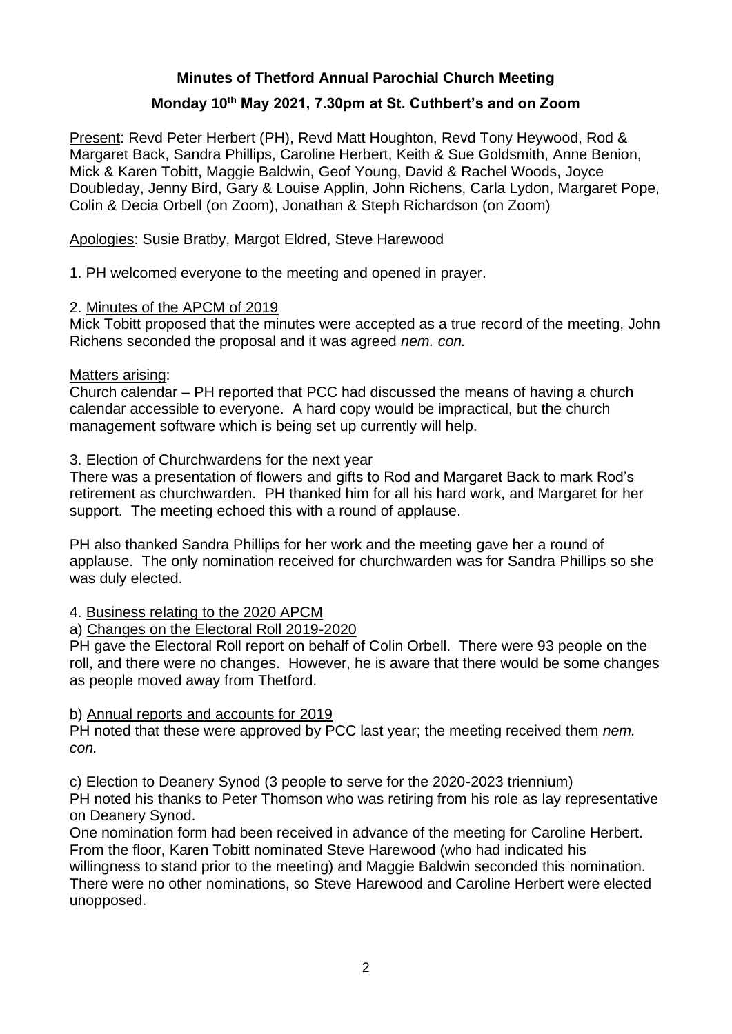**Minutes of Thetford Annual Parochial Church Meeting**

**Monday 10th May 2021, 7.30pm at St. Cuthbert's and on Zoom**

Present: Revd Peter Herbert (PH), Revd Matt Houghton, Revd Tony Heywood, Rod & Margaret Back, Sandra Phillips, Caroline Herbert, Keith & Sue Goldsmith, Anne Benion, Mick & Karen Tobitt, Maggie Baldwin, Geof Young, David & Rachel Woods, Joyce Doubleday, Jenny Bird, Gary & Louise Applin, John Richens, Carla Lydon, Margaret Pope, Colin & Decia Orbell (on Zoom), Jonathan & Steph Richardson (on Zoom)

Apologies: Susie Bratby, Margot Eldred, Steve Harewood

1. PH welcomed everyone to the meeting and opened in prayer.

2. Minutes of the APCM of 2019

Mick Tobitt proposed that the minutes were accepted as a true record of the meeting, John Richens seconded the proposal and it was agreed *nem. con.*

Matters arising:

Church calendar – PH reported that PCC had discussed the means of having a church calendar accessible to everyone. A hard copy would be impractical, but the church management software which is being set up currently will help.

3. Election of Churchwardens for the next year

There was a presentation of flowers and gifts to Rod and Margaret Back to mark Rod's retirement as churchwarden. PH thanked him for all his hard work, and Margaret for her support. The meeting echoed this with a round of applause.

PH also thanked Sandra Phillips for her work and the meeting gave her a round of applause. The only nomination received for churchwarden was for Sandra Phillips so she was duly elected.

4. Business relating to the 2020 APCM

a) Changes on the Electoral Roll 2019-2020

PH gave the Electoral Roll report on behalf of Colin Orbell. There were 93 people on the roll, and there were no changes. However, he is aware that there would be some changes as people moved away from Thetford.

b) Annual reports and accounts for 2019

PH noted that these were approved by PCC last year; the meeting received them *nem. con.*

c) Election to Deanery Synod (3 people to serve for the 2020-2023 triennium)

PH noted his thanks to Peter Thomson who was retiring from his role as lay representative on Deanery Synod.

One nomination form had been received in advance of the meeting for Caroline Herbert. From the floor, Karen Tobitt nominated Steve Harewood (who had indicated his willingness to stand prior to the meeting) and Maggie Baldwin seconded this nomination. There were no other nominations, so Steve Harewood and Caroline Herbert were elected unopposed.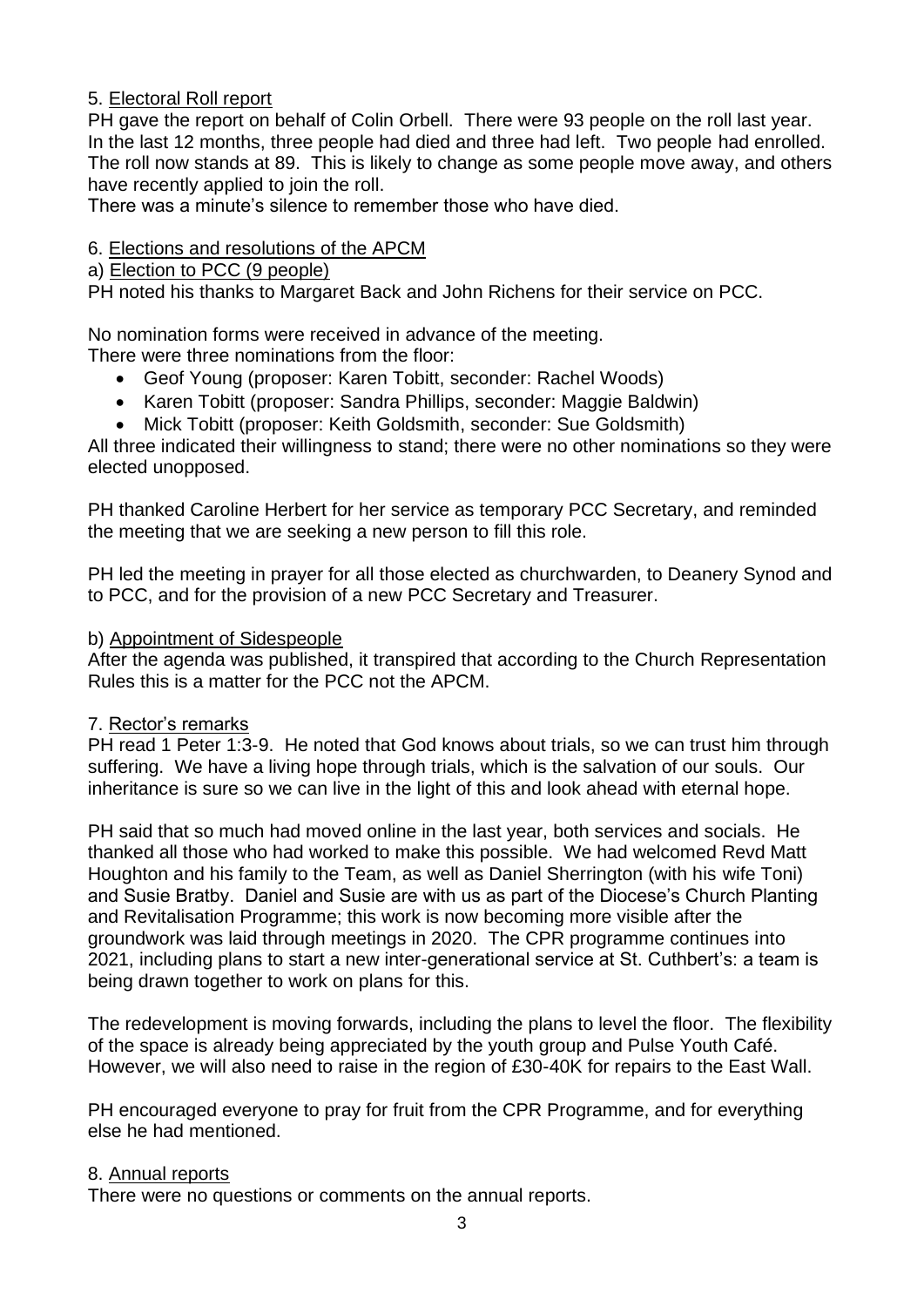5. <u>Electoral Roll report</u>

PH gave the report on behalf of Colin Orbell. There were 93 people on the roll last year. In the last 12 months, three people had died and three had left. Two people had enrolled. The roll now stands at 89. This is likely to change as some people move away, and others have recently applied to join the roll.

There was a minute's silence to remember those who have died.

6. <u>Elections and resolutions of the APCM</u>

a) <u>Election to PCC (9 people)</u>

PH noted his thanks to Margaret Back and John Richens for their service on PCC.

No nomination forms were received in advance of the meeting.

There were three nominations from the floor:

- Geof Young (proposer: Karen Tobitt, seconder: Rachel Woods)
- Karen Tobitt (proposer: Sandra Phillips, seconder: Maggie Baldwin)
- Mick Tobitt (proposer: Keith Goldsmith, seconder: Sue Goldsmith)

All three indicated their willingness to stand; there were no other nominations so they were elected unopposed.

PH thanked Caroline Herbert for her service as temporary PCC Secretary, and reminded the meeting that we are seeking a new person to fill this role.

PH led the meeting in prayer for all those elected as churchwarden, to Deanery Synod and to PCC, and for the provision of a new PCC Secretary and Treasurer.

b) <u>Appointment of Sidespeople</u>

After the agenda was published, it transpired that according to the Church Representation Rules this is a matter for the PCC not the APCM.

7. <u>Rector's remarks</u>

PH read 1 Peter 1:3-9. He noted that God knows about trials, so we can trust him through suffering. We have a living hope through trials, which is the salvation of our souls. Our inheritance is sure so we can live in the light of this and look ahead with eternal hope.

PH said that so much had moved online in the last year, both services and socials. He thanked all those who had worked to make this possible. We had welcomed Revd Matt Houghton and his family to the Team, as well as Daniel Sherrington (with his wife Toni) and Susie Bratby. Daniel and Susie are with us as part of the Diocese's Church Planting and Revitalisation Programme; this work is now becoming more visible after the groundwork was laid through meetings in 2020. The CPR programme continues into 2021, including plans to start a new inter-generational service at St. Cuthbert's: a team is being drawn together to work on plans for this.

The redevelopment is moving forwards, including the plans to level the floor. The flexibility of the space is already being appreciated by the youth group and Pulse Youth Café. However, we will also need to raise in the region of £30-40K for repairs to the East Wall.

PH encouraged everyone to pray for fruit from the CPR Programme, and for everything else he had mentioned.

8. <u>Annual reports</u>

There were no questions or comments on the annual reports.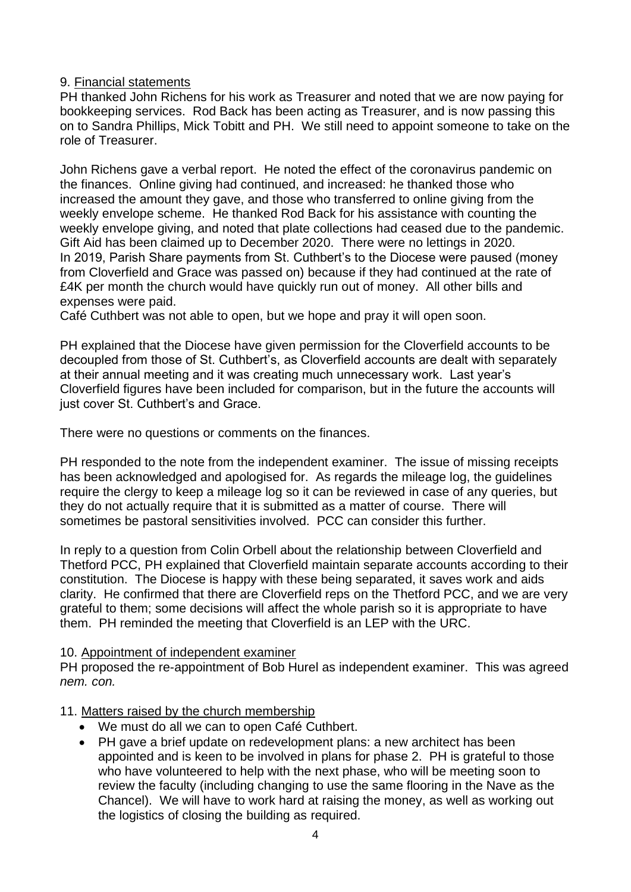9. Financial statements

PH thanked John Richens for his work as Treasurer and noted that we are now paying for bookkeeping services. Rod Back has been acting as Treasurer, and is now passing this on to Sandra Phillips, Mick Tobitt and PH. We still need to appoint someone to take on the role of Treasurer.

John Richens gave a verbal report. He noted the effect of the coronavirus pandemic on the finances. Online giving had continued, and increased: he thanked those who increased the amount they gave, and those who transferred to online giving from the weekly envelope scheme. He thanked Rod Back for his assistance with counting the weekly envelope giving, and noted that plate collections had ceased due to the pandemic. Gift Aid has been claimed up to December 2020. There were no lettings in 2020. In 2019, Parish Share payments from St. Cuthbert's to the Diocese were paused (money from Cloverfield and Grace was passed on) because if they had continued at the rate of £4K per month the church would have quickly run out of money. All other bills and expenses were paid.

Café Cuthbert was not able to open, but we hope and pray it will open soon.

PH explained that the Diocese have given permission for the Cloverfield accounts to be decoupled from those of St. Cuthbert's, as Cloverfield accounts are dealt with separately at their annual meeting and it was creating much unnecessary work. Last year's Cloverfield figures have been included for comparison, but in the future the accounts will just cover St. Cuthbert's and Grace.

There were no questions or comments on the finances.

PH responded to the note from the independent examiner. The issue of missing receipts has been acknowledged and apologised for. As regards the mileage log, the guidelines require the clergy to keep a mileage log so it can be reviewed in case of any queries, but they do not actually require that it is submitted as a matter of course. There will sometimes be pastoral sensitivities involved. PCC can consider this further.

In reply to a question from Colin Orbell about the relationship between Cloverfield and Thetford PCC, PH explained that Cloverfield maintain separate accounts according to their constitution. The Diocese is happy with these being separated, it saves work and aids clarity. He confirmed that there are Cloverfield reps on the Thetford PCC, and we are very grateful to them; some decisions will affect the whole parish so it is appropriate to have them. PH reminded the meeting that Cloverfield is an LEP with the URC.

10. Appointment of independent examiner

PH proposed the re-appointment of Bob Hurel as independent examiner. This was agreed *nem. con.*

11. Matters raised by the church membership

- We must do all we can to open Café Cuthbert.
- PH gave a brief update on redevelopment plans: a new architect has been appointed and is keen to be involved in plans for phase 2. PH is grateful to those who have volunteered to help with the next phase, who will be meeting soon to review the faculty (including changing to use the same flooring in the Nave as the Chancel). We will have to work hard at raising the money, as well as working out the logistics of closing the building as required.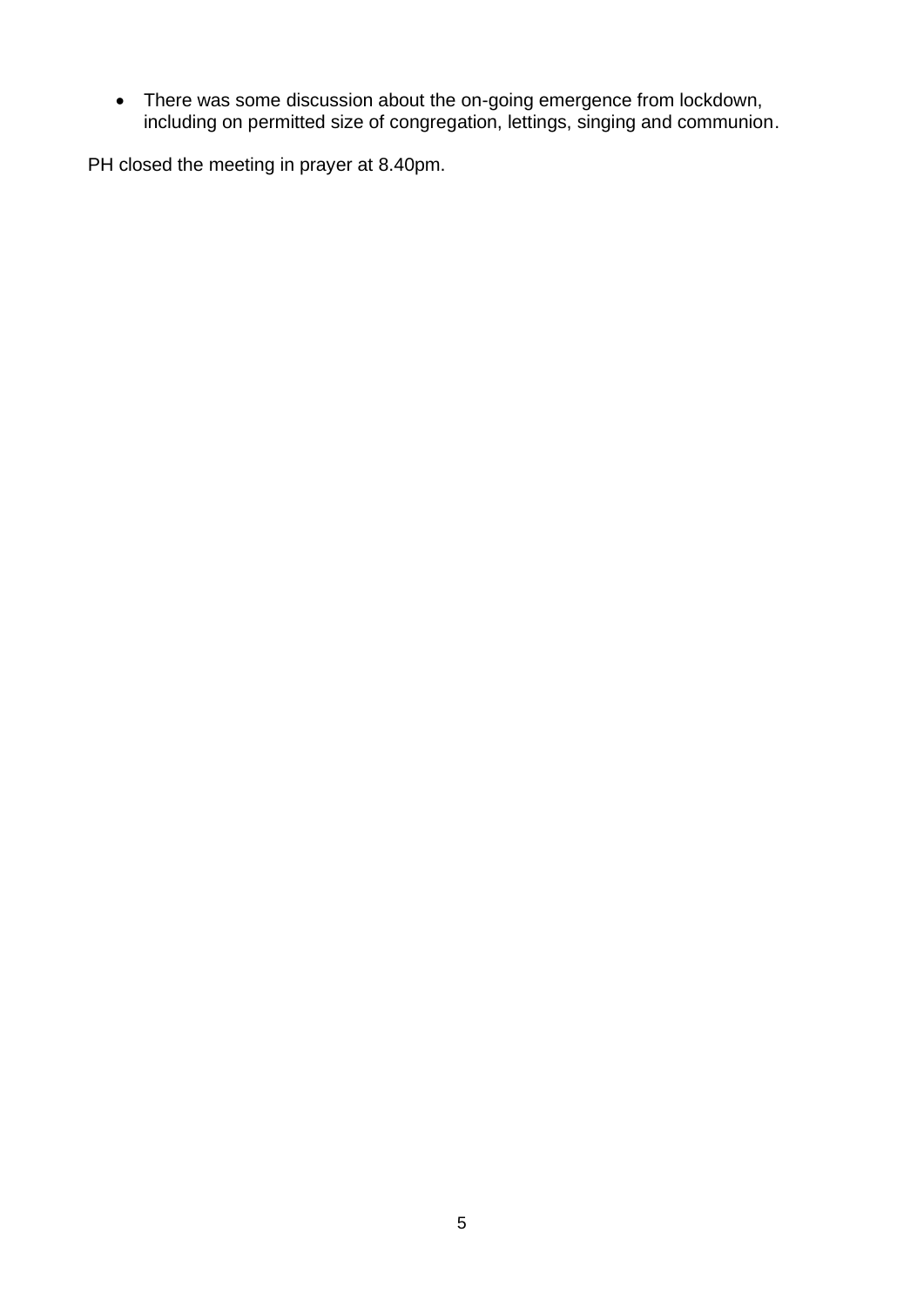- There was some discussion about the on-going emergence from lockdown, including on permitted size of congregation, lettings, singing and communion.

PH closed the meeting in prayer at 8.40pm.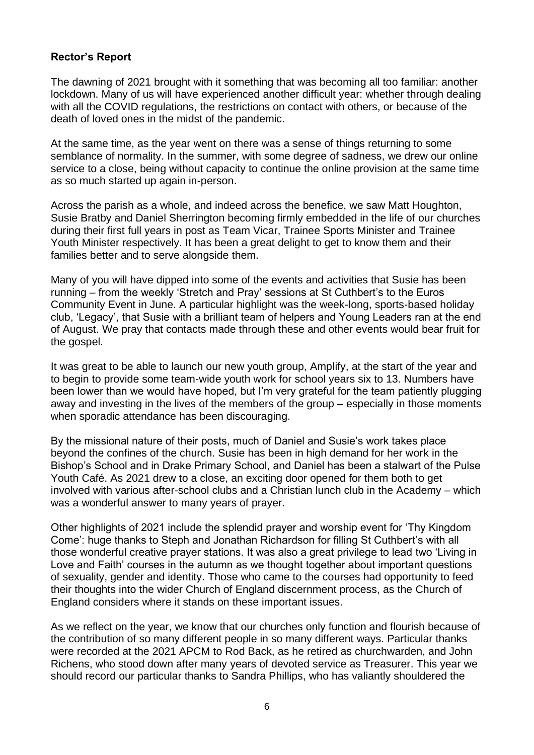**Rector's Report**

The dawning of 2021 brought with it something that was becoming all too familiar: another lockdown. Many of us will have experienced another difficult year: whether through dealing with all the COVID regulations, the restrictions on contact with others, or because of the death of loved ones in the midst of the pandemic.

At the same time, as the year went on there was a sense of things returning to some semblance of normality. In the summer, with some degree of sadness, we drew our online service to a close, being without capacity to continue the online provision at the same time as so much started up again in-person.

Across the parish as a whole, and indeed across the benefice, we saw Matt Houghton, Susie Bratby and Daniel Sherrington becoming firmly embedded in the life of our churches during their first full years in post as Team Vicar, Trainee Sports Minister and Trainee Youth Minister respectively. It has been a great delight to get to know them and their families better and to serve alongside them.

Many of you will have dipped into some of the events and activities that Susie has been running – from the weekly 'Stretch and Pray' sessions at St Cuthbert's to the Euros Community Event in June. A particular highlight was the week-long, sports-based holiday club, 'Legacy', that Susie with a brilliant team of helpers and Young Leaders ran at the end of August. We pray that contacts made through these and other events would bear fruit for the gospel.

It was great to be able to launch our new youth group, Amplify, at the start of the year and to begin to provide some team-wide youth work for school years six to 13. Numbers have been lower than we would have hoped, but I'm very grateful for the team patiently plugging away and investing in the lives of the members of the group – especially in those moments when sporadic attendance has been discouraging.

By the missional nature of their posts, much of Daniel and Susie's work takes place beyond the confines of the church. Susie has been in high demand for her work in the Bishop's School and in Drake Primary School, and Daniel has been a stalwart of the Pulse Youth Café. As 2021 drew to a close, an exciting door opened for them both to get involved with various after-school clubs and a Christian lunch club in the Academy – which was a wonderful answer to many years of prayer.

Other highlights of 2021 include the splendid prayer and worship event for 'Thy Kingdom Come': huge thanks to Steph and Jonathan Richardson for filling St Cuthbert's with all those wonderful creative prayer stations. It was also a great privilege to lead two 'Living in Love and Faith' courses in the autumn as we thought together about important questions of sexuality, gender and identity. Those who came to the courses had opportunity to feed their thoughts into the wider Church of England discernment process, as the Church of England considers where it stands on these important issues.

As we reflect on the year, we know that our churches only function and flourish because of the contribution of so many different people in so many different ways. Particular thanks were recorded at the 2021 APCM to Rod Back, as he retired as churchwarden, and John Richens, who stood down after many years of devoted service as Treasurer. This year we should record our particular thanks to Sandra Phillips, who has valiantly shouldered the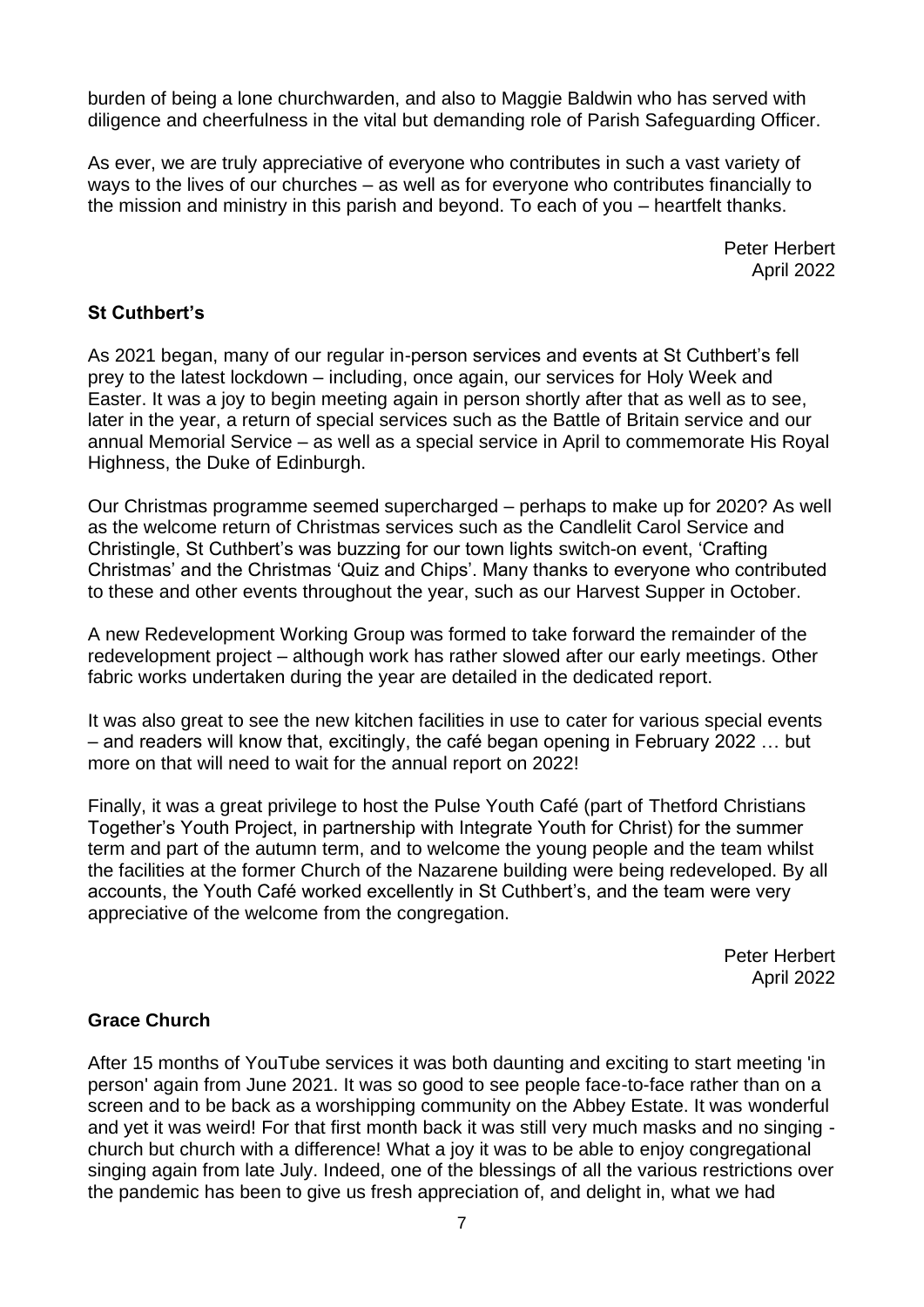burden of being a lone churchwarden, and also to Maggie Baldwin who has served with diligence and cheerfulness in the vital but demanding role of Parish Safeguarding Officer.

As ever, we are truly appreciative of everyone who contributes in such a vast variety of ways to the lives of our churches – as well as for everyone who contributes financially to the mission and ministry in this parish and beyond. To each of you – heartfelt thanks.

Peter Herbert
April 2022

**St Cuthbert's**

As 2021 began, many of our regular in-person services and events at St Cuthbert's fell prey to the latest lockdown – including, once again, our services for Holy Week and Easter. It was a joy to begin meeting again in person shortly after that as well as to see, later in the year, a return of special services such as the Battle of Britain service and our annual Memorial Service – as well as a special service in April to commemorate His Royal Highness, the Duke of Edinburgh.

Our Christmas programme seemed supercharged – perhaps to make up for 2020? As well as the welcome return of Christmas services such as the Candlelit Carol Service and Christingle, St Cuthbert's was buzzing for our town lights switch-on event, 'Crafting Christmas' and the Christmas 'Quiz and Chips'. Many thanks to everyone who contributed to these and other events throughout the year, such as our Harvest Supper in October.

A new Redevelopment Working Group was formed to take forward the remainder of the redevelopment project – although work has rather slowed after our early meetings. Other fabric works undertaken during the year are detailed in the dedicated report.

It was also great to see the new kitchen facilities in use to cater for various special events – and readers will know that, excitingly, the café began opening in February 2022 … but more on that will need to wait for the annual report on 2022!

Finally, it was a great privilege to host the Pulse Youth Café (part of Thetford Christians Together's Youth Project, in partnership with Integrate Youth for Christ) for the summer term and part of the autumn term, and to welcome the young people and the team whilst the facilities at the former Church of the Nazarene building were being redeveloped. By all accounts, the Youth Café worked excellently in St Cuthbert's, and the team were very appreciative of the welcome from the congregation.

Peter Herbert
April 2022

**Grace Church**

After 15 months of YouTube services it was both daunting and exciting to start meeting 'in person' again from June 2021. It was so good to see people face-to-face rather than on a screen and to be back as a worshipping community on the Abbey Estate. It was wonderful and yet it was weird! For that first month back it was still very much masks and no singing - church but church with a difference! What a joy it was to be able to enjoy congregational singing again from late July. Indeed, one of the blessings of all the various restrictions over the pandemic has been to give us fresh appreciation of, and delight in, what we had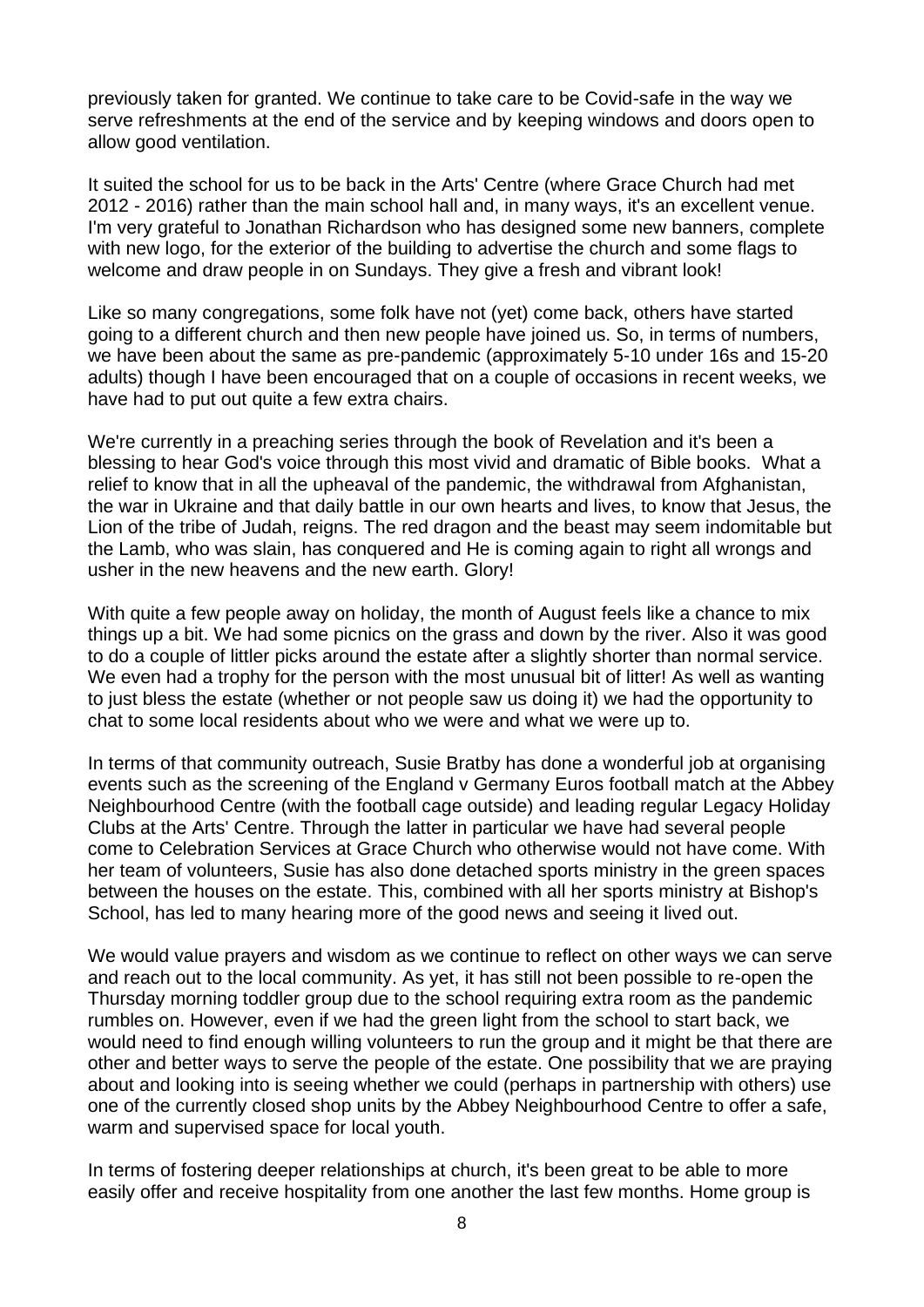previously taken for granted. We continue to take care to be Covid-safe in the way we serve refreshments at the end of the service and by keeping windows and doors open to allow good ventilation.

It suited the school for us to be back in the Arts' Centre (where Grace Church had met 2012 - 2016) rather than the main school hall and, in many ways, it's an excellent venue. I'm very grateful to Jonathan Richardson who has designed some new banners, complete with new logo, for the exterior of the building to advertise the church and some flags to welcome and draw people in on Sundays. They give a fresh and vibrant look!

Like so many congregations, some folk have not (yet) come back, others have started going to a different church and then new people have joined us. So, in terms of numbers, we have been about the same as pre-pandemic (approximately 5-10 under 16s and 15-20 adults) though I have been encouraged that on a couple of occasions in recent weeks, we have had to put out quite a few extra chairs.

We're currently in a preaching series through the book of Revelation and it's been a blessing to hear God's voice through this most vivid and dramatic of Bible books. What a relief to know that in all the upheaval of the pandemic, the withdrawal from Afghanistan, the war in Ukraine and that daily battle in our own hearts and lives, to know that Jesus, the Lion of the tribe of Judah, reigns. The red dragon and the beast may seem indomitable but the Lamb, who was slain, has conquered and He is coming again to right all wrongs and usher in the new heavens and the new earth. Glory!

With quite a few people away on holiday, the month of August feels like a chance to mix things up a bit. We had some picnics on the grass and down by the river. Also it was good to do a couple of littler picks around the estate after a slightly shorter than normal service. We even had a trophy for the person with the most unusual bit of litter! As well as wanting to just bless the estate (whether or not people saw us doing it) we had the opportunity to chat to some local residents about who we were and what we were up to.

In terms of that community outreach, Susie Bratby has done a wonderful job at organising events such as the screening of the England v Germany Euros football match at the Abbey Neighbourhood Centre (with the football cage outside) and leading regular Legacy Holiday Clubs at the Arts' Centre. Through the latter in particular we have had several people come to Celebration Services at Grace Church who otherwise would not have come. With her team of volunteers, Susie has also done detached sports ministry in the green spaces between the houses on the estate. This, combined with all her sports ministry at Bishop's School, has led to many hearing more of the good news and seeing it lived out.

We would value prayers and wisdom as we continue to reflect on other ways we can serve and reach out to the local community. As yet, it has still not been possible to re-open the Thursday morning toddler group due to the school requiring extra room as the pandemic rumbles on. However, even if we had the green light from the school to start back, we would need to find enough willing volunteers to run the group and it might be that there are other and better ways to serve the people of the estate. One possibility that we are praying about and looking into is seeing whether we could (perhaps in partnership with others) use one of the currently closed shop units by the Abbey Neighbourhood Centre to offer a safe, warm and supervised space for local youth.

In terms of fostering deeper relationships at church, it's been great to be able to more easily offer and receive hospitality from one another the last few months. Home group is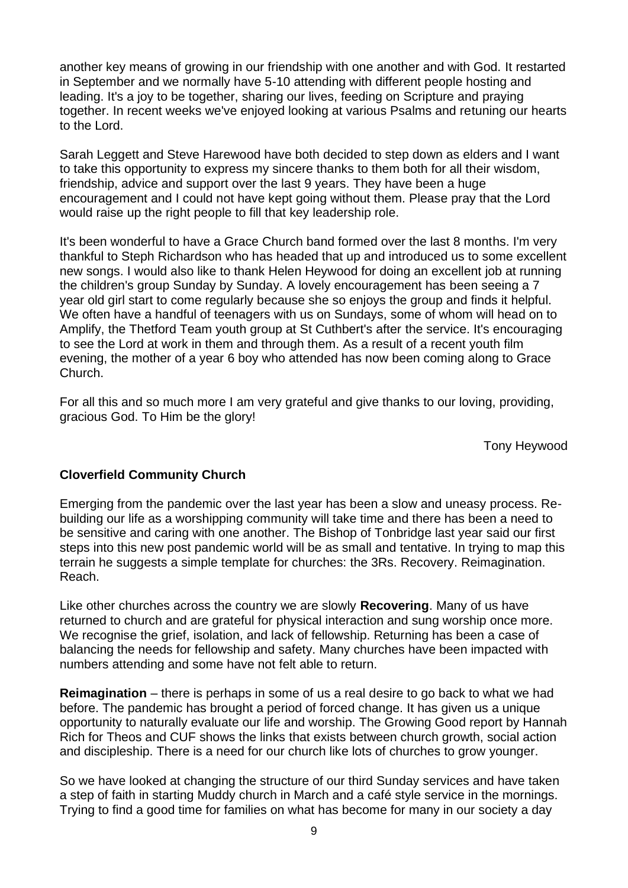another key means of growing in our friendship with one another and with God. It restarted in September and we normally have 5-10 attending with different people hosting and leading. It's a joy to be together, sharing our lives, feeding on Scripture and praying together. In recent weeks we've enjoyed looking at various Psalms and retuning our hearts to the Lord.

Sarah Leggett and Steve Harewood have both decided to step down as elders and I want to take this opportunity to express my sincere thanks to them both for all their wisdom, friendship, advice and support over the last 9 years. They have been a huge encouragement and I could not have kept going without them. Please pray that the Lord would raise up the right people to fill that key leadership role.

It's been wonderful to have a Grace Church band formed over the last 8 months. I'm very thankful to Steph Richardson who has headed that up and introduced us to some excellent new songs. I would also like to thank Helen Heywood for doing an excellent job at running the children's group Sunday by Sunday. A lovely encouragement has been seeing a 7 year old girl start to come regularly because she so enjoys the group and finds it helpful. We often have a handful of teenagers with us on Sundays, some of whom will head on to Amplify, the Thetford Team youth group at St Cuthbert's after the service. It's encouraging to see the Lord at work in them and through them. As a result of a recent youth film evening, the mother of a year 6 boy who attended has now been coming along to Grace Church.

For all this and so much more I am very grateful and give thanks to our loving, providing, gracious God. To Him be the glory!

Tony Heywood

**Cloverfield Community Church**

Emerging from the pandemic over the last year has been a slow and uneasy process. Re-building our life as a worshipping community will take time and there has been a need to be sensitive and caring with one another. The Bishop of Tonbridge last year said our first steps into this new post pandemic world will be as small and tentative. In trying to map this terrain he suggests a simple template for churches: the 3Rs. Recovery. Reimagination. Reach.

Like other churches across the country we are slowly **Recovering**. Many of us have returned to church and are grateful for physical interaction and sung worship once more. We recognise the grief, isolation, and lack of fellowship. Returning has been a case of balancing the needs for fellowship and safety. Many churches have been impacted with numbers attending and some have not felt able to return.

**Reimagination** – there is perhaps in some of us a real desire to go back to what we had before. The pandemic has brought a period of forced change. It has given us a unique opportunity to naturally evaluate our life and worship. The Growing Good report by Hannah Rich for Theos and CUF shows the links that exists between church growth, social action and discipleship. There is a need for our church like lots of churches to grow younger.

So we have looked at changing the structure of our third Sunday services and have taken a step of faith in starting Muddy church in March and a café style service in the mornings. Trying to find a good time for families on what has become for many in our society a day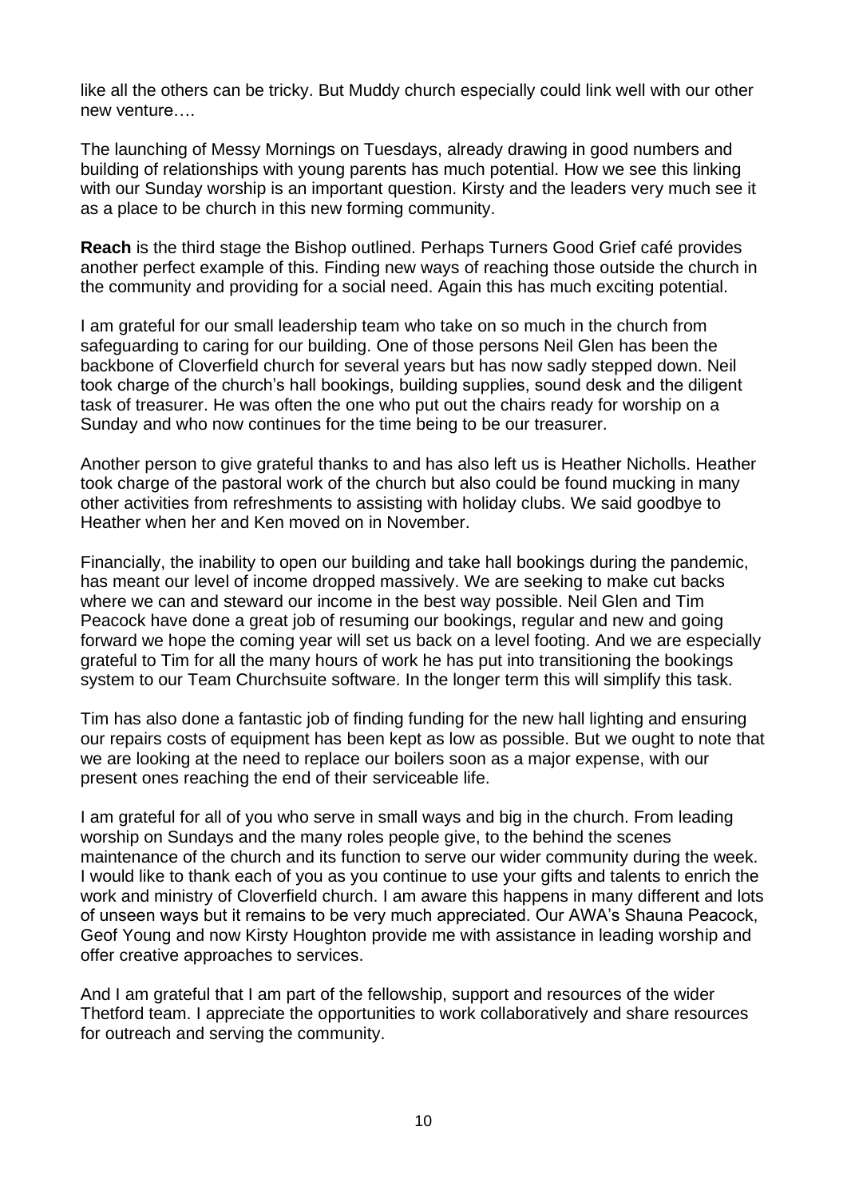like all the others can be tricky. But Muddy church especially could link well with our other new venture….

The launching of Messy Mornings on Tuesdays, already drawing in good numbers and building of relationships with young parents has much potential. How we see this linking with our Sunday worship is an important question. Kirsty and the leaders very much see it as a place to be church in this new forming community.

**Reach** is the third stage the Bishop outlined. Perhaps Turners Good Grief café provides another perfect example of this. Finding new ways of reaching those outside the church in the community and providing for a social need. Again this has much exciting potential.

I am grateful for our small leadership team who take on so much in the church from safeguarding to caring for our building. One of those persons Neil Glen has been the backbone of Cloverfield church for several years but has now sadly stepped down. Neil took charge of the church's hall bookings, building supplies, sound desk and the diligent task of treasurer. He was often the one who put out the chairs ready for worship on a Sunday and who now continues for the time being to be our treasurer.

Another person to give grateful thanks to and has also left us is Heather Nicholls. Heather took charge of the pastoral work of the church but also could be found mucking in many other activities from refreshments to assisting with holiday clubs. We said goodbye to Heather when her and Ken moved on in November.

Financially, the inability to open our building and take hall bookings during the pandemic, has meant our level of income dropped massively. We are seeking to make cut backs where we can and steward our income in the best way possible. Neil Glen and Tim Peacock have done a great job of resuming our bookings, regular and new and going forward we hope the coming year will set us back on a level footing. And we are especially grateful to Tim for all the many hours of work he has put into transitioning the bookings system to our Team Churchsuite software. In the longer term this will simplify this task.

Tim has also done a fantastic job of finding funding for the new hall lighting and ensuring our repairs costs of equipment has been kept as low as possible. But we ought to note that we are looking at the need to replace our boilers soon as a major expense, with our present ones reaching the end of their serviceable life.

I am grateful for all of you who serve in small ways and big in the church. From leading worship on Sundays and the many roles people give, to the behind the scenes maintenance of the church and its function to serve our wider community during the week. I would like to thank each of you as you continue to use your gifts and talents to enrich the work and ministry of Cloverfield church. I am aware this happens in many different and lots of unseen ways but it remains to be very much appreciated. Our AWA's Shauna Peacock, Geof Young and now Kirsty Houghton provide me with assistance in leading worship and offer creative approaches to services.

And I am grateful that I am part of the fellowship, support and resources of the wider Thetford team. I appreciate the opportunities to work collaboratively and share resources for outreach and serving the community.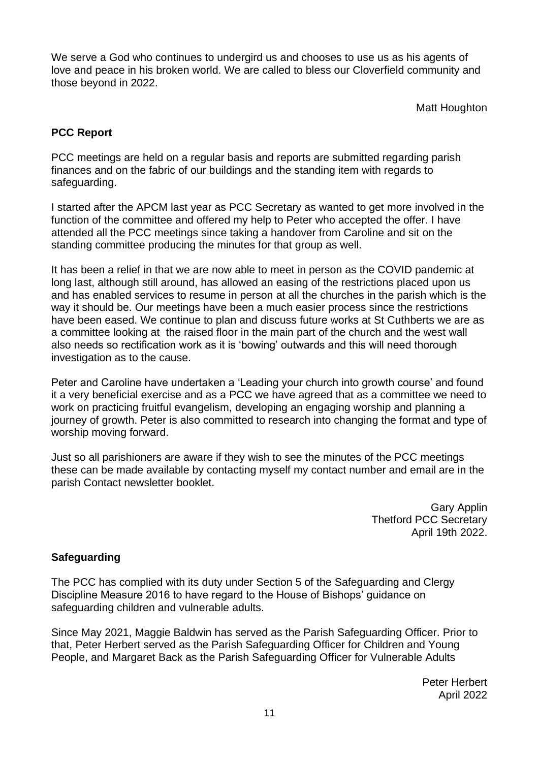We serve a God who continues to undergird us and chooses to use us as his agents of love and peace in his broken world. We are called to bless our Cloverfield community and those beyond in 2022.

Matt Houghton

**PCC Report**

PCC meetings are held on a regular basis and reports are submitted regarding parish finances and on the fabric of our buildings and the standing item with regards to safeguarding.

I started after the APCM last year as PCC Secretary as wanted to get more involved in the function of the committee and offered my help to Peter who accepted the offer. I have attended all the PCC meetings since taking a handover from Caroline and sit on the standing committee producing the minutes for that group as well.

It has been a relief in that we are now able to meet in person as the COVID pandemic at long last, although still around, has allowed an easing of the restrictions placed upon us and has enabled services to resume in person at all the churches in the parish which is the way it should be. Our meetings have been a much easier process since the restrictions have been eased. We continue to plan and discuss future works at St Cuthberts we are as a committee looking at the raised floor in the main part of the church and the west wall also needs so rectification work as it is 'bowing' outwards and this will need thorough investigation as to the cause.

Peter and Caroline have undertaken a 'Leading your church into growth course' and found it a very beneficial exercise and as a PCC we have agreed that as a committee we need to work on practicing fruitful evangelism, developing an engaging worship and planning a journey of growth. Peter is also committed to research into changing the format and type of worship moving forward.

Just so all parishioners are aware if they wish to see the minutes of the PCC meetings these can be made available by contacting myself my contact number and email are in the parish Contact newsletter booklet.

Gary Applin
Thetford PCC Secretary
April 19th 2022.

**Safeguarding**

The PCC has complied with its duty under Section 5 of the Safeguarding and Clergy Discipline Measure 2016 to have regard to the House of Bishops' guidance on safeguarding children and vulnerable adults.

Since May 2021, Maggie Baldwin has served as the Parish Safeguarding Officer. Prior to that, Peter Herbert served as the Parish Safeguarding Officer for Children and Young People, and Margaret Back as the Parish Safeguarding Officer for Vulnerable Adults

Peter Herbert
April 2022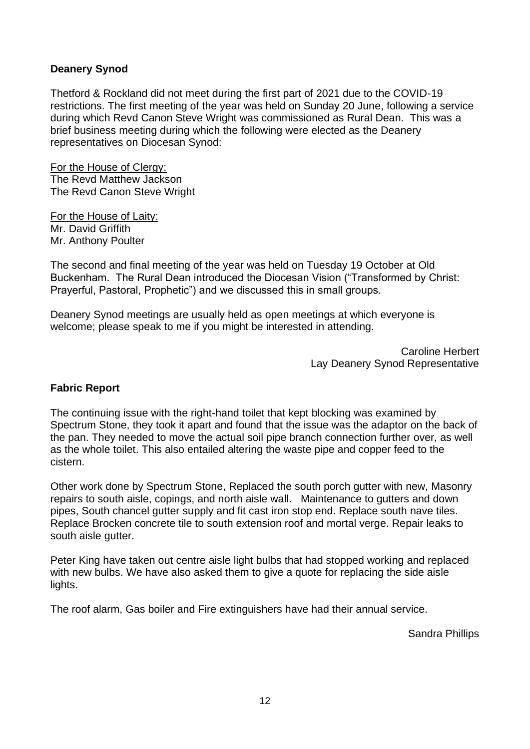## Deanery Synod

Thetford & Rockland did not meet during the first part of 2021 due to the COVID-19 restrictions. The first meeting of the year was held on Sunday 20 June, following a service during which Revd Canon Steve Wright was commissioned as Rural Dean. This was a brief business meeting during which the following were elected as the Deanery representatives on Diocesan Synod:

<u>For the House of Clergy:</u>
The Revd Matthew Jackson
The Revd Canon Steve Wright

<u>For the House of Laity:</u>
Mr. David Griffith
Mr. Anthony Poulter

The second and final meeting of the year was held on Tuesday 19 October at Old Buckenham. The Rural Dean introduced the Diocesan Vision ("Transformed by Christ: Prayerful, Pastoral, Prophetic") and we discussed this in small groups.

Deanery Synod meetings are usually held as open meetings at which everyone is welcome; please speak to me if you might be interested in attending.

Caroline Herbert
Lay Deanery Synod Representative

## Fabric Report

The continuing issue with the right-hand toilet that kept blocking was examined by Spectrum Stone, they took it apart and found that the issue was the adaptor on the back of the pan. They needed to move the actual soil pipe branch connection further over, as well as the whole toilet. This also entailed altering the waste pipe and copper feed to the cistern.

Other work done by Spectrum Stone, Replaced the south porch gutter with new, Masonry repairs to south aisle, copings, and north aisle wall. Maintenance to gutters and down pipes, South chancel gutter supply and fit cast iron stop end. Replace south nave tiles. Replace Brocken concrete tile to south extension roof and mortal verge. Repair leaks to south aisle gutter.

Peter King have taken out centre aisle light bulbs that had stopped working and replaced with new bulbs. We have also asked them to give a quote for replacing the side aisle lights.

The roof alarm, Gas boiler and Fire extinguishers have had their annual service.

Sandra Phillips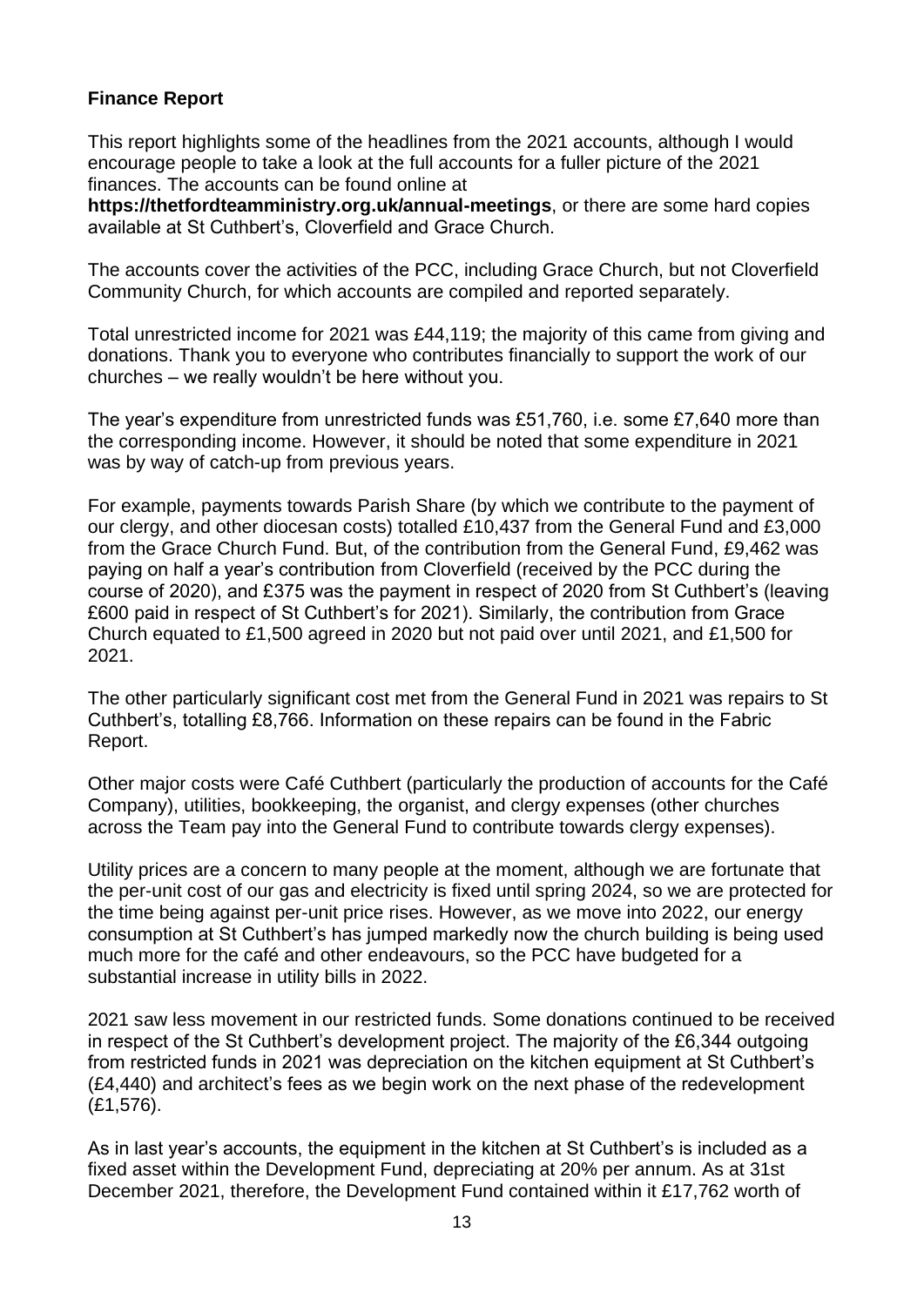**Finance Report**

This report highlights some of the headlines from the 2021 accounts, although I would encourage people to take a look at the full accounts for a fuller picture of the 2021 finances. The accounts can be found online at **https://thetfordteamministry.org.uk/annual-meetings**, or there are some hard copies available at St Cuthbert's, Cloverfield and Grace Church.

The accounts cover the activities of the PCC, including Grace Church, but not Cloverfield Community Church, for which accounts are compiled and reported separately.

Total unrestricted income for 2021 was £44,119; the majority of this came from giving and donations. Thank you to everyone who contributes financially to support the work of our churches – we really wouldn't be here without you.

The year's expenditure from unrestricted funds was £51,760, i.e. some £7,640 more than the corresponding income. However, it should be noted that some expenditure in 2021 was by way of catch-up from previous years.

For example, payments towards Parish Share (by which we contribute to the payment of our clergy, and other diocesan costs) totalled £10,437 from the General Fund and £3,000 from the Grace Church Fund. But, of the contribution from the General Fund, £9,462 was paying on half a year's contribution from Cloverfield (received by the PCC during the course of 2020), and £375 was the payment in respect of 2020 from St Cuthbert's (leaving £600 paid in respect of St Cuthbert's for 2021). Similarly, the contribution from Grace Church equated to £1,500 agreed in 2020 but not paid over until 2021, and £1,500 for 2021.

The other particularly significant cost met from the General Fund in 2021 was repairs to St Cuthbert's, totalling £8,766. Information on these repairs can be found in the Fabric Report.

Other major costs were Café Cuthbert (particularly the production of accounts for the Café Company), utilities, bookkeeping, the organist, and clergy expenses (other churches across the Team pay into the General Fund to contribute towards clergy expenses).

Utility prices are a concern to many people at the moment, although we are fortunate that the per-unit cost of our gas and electricity is fixed until spring 2024, so we are protected for the time being against per-unit price rises. However, as we move into 2022, our energy consumption at St Cuthbert's has jumped markedly now the church building is being used much more for the café and other endeavours, so the PCC have budgeted for a substantial increase in utility bills in 2022.

2021 saw less movement in our restricted funds. Some donations continued to be received in respect of the St Cuthbert's development project. The majority of the £6,344 outgoing from restricted funds in 2021 was depreciation on the kitchen equipment at St Cuthbert's (£4,440) and architect's fees as we begin work on the next phase of the redevelopment (£1,576).

As in last year's accounts, the equipment in the kitchen at St Cuthbert's is included as a fixed asset within the Development Fund, depreciating at 20% per annum. As at 31st December 2021, therefore, the Development Fund contained within it £17,762 worth of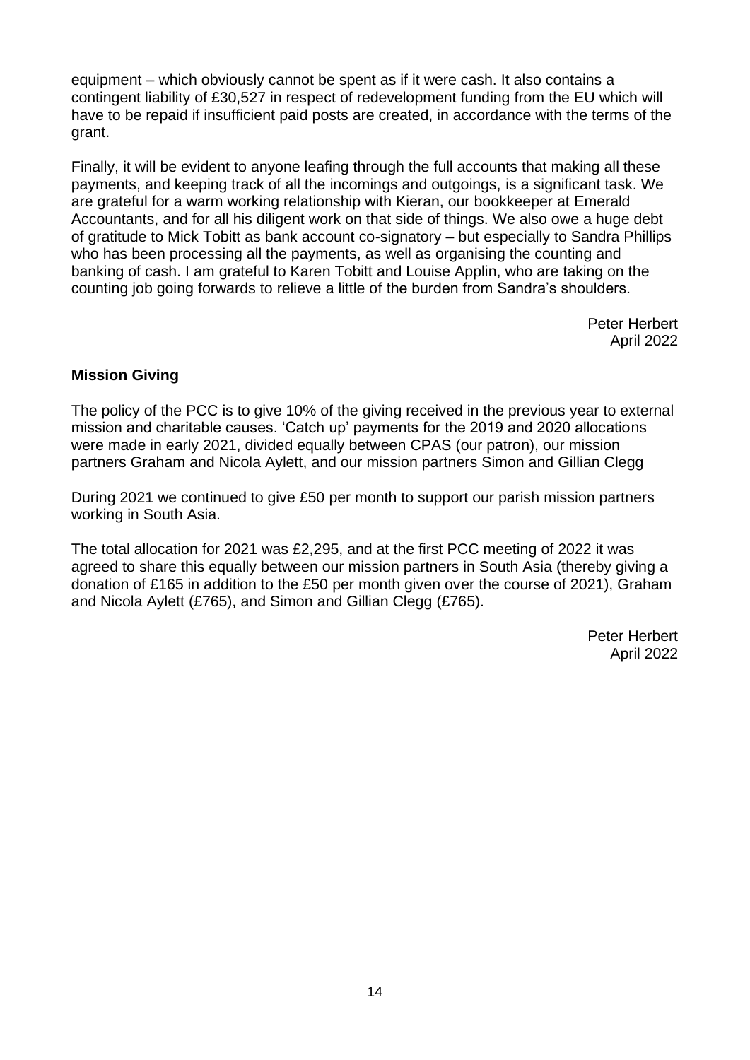equipment – which obviously cannot be spent as if it were cash. It also contains a contingent liability of £30,527 in respect of redevelopment funding from the EU which will have to be repaid if insufficient paid posts are created, in accordance with the terms of the grant.

Finally, it will be evident to anyone leafing through the full accounts that making all these payments, and keeping track of all the incomings and outgoings, is a significant task. We are grateful for a warm working relationship with Kieran, our bookkeeper at Emerald Accountants, and for all his diligent work on that side of things. We also owe a huge debt of gratitude to Mick Tobitt as bank account co-signatory – but especially to Sandra Phillips who has been processing all the payments, as well as organising the counting and banking of cash. I am grateful to Karen Tobitt and Louise Applin, who are taking on the counting job going forwards to relieve a little of the burden from Sandra's shoulders.

Peter Herbert
April 2022

**Mission Giving**

The policy of the PCC is to give 10% of the giving received in the previous year to external mission and charitable causes. 'Catch up' payments for the 2019 and 2020 allocations were made in early 2021, divided equally between CPAS (our patron), our mission partners Graham and Nicola Aylett, and our mission partners Simon and Gillian Clegg

During 2021 we continued to give £50 per month to support our parish mission partners working in South Asia.

The total allocation for 2021 was £2,295, and at the first PCC meeting of 2022 it was agreed to share this equally between our mission partners in South Asia (thereby giving a donation of £165 in addition to the £50 per month given over the course of 2021), Graham and Nicola Aylett (£765), and Simon and Gillian Clegg (£765).

Peter Herbert
April 2022